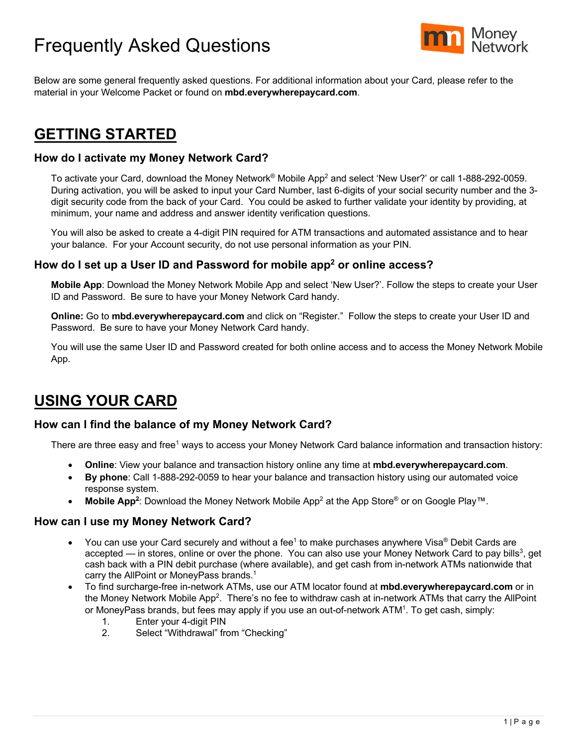# Frequently Asked Questions

Below are some general frequently asked questions. For additional information about your Card, please refer to the material in your Welcome Packet or found on **mbd.everywherepaycard.com**.

## GETTING STARTED

### How do I activate my Money Network Card?

To activate your Card, download the Money Network® Mobile App[2] and select 'New User?' or call 1-888-292-0059. During activation, you will be asked to input your Card Number, last 6-digits of your social security number and the 3-digit security code from the back of your Card. You could be asked to further validate your identity by providing, at minimum, your name and address and answer identity verification questions.

You will also be asked to create a 4-digit PIN required for ATM transactions and automated assistance and to hear your balance. For your Account security, do not use personal information as your PIN.

### How do I set up a User ID and Password for mobile app[2] or online access?

**Mobile App**: Download the Money Network Mobile App and select 'New User?'. Follow the steps to create your User ID and Password. Be sure to have your Money Network Card handy.

**Online:** Go to **mbd.everywherepaycard.com** and click on "Register." Follow the steps to create your User ID and Password. Be sure to have your Money Network Card handy.

You will use the same User ID and Password created for both online access and to access the Money Network Mobile App.

## USING YOUR CARD

### How can I find the balance of my Money Network Card?

There are three easy and free[1] ways to access your Money Network Card balance information and transaction history:

- **Online**: View your balance and transaction history online any time at **mbd.everywherepaycard.com**.
- **By phone**: Call 1-888-292-0059 to hear your balance and transaction history using our automated voice response system.
- **Mobile App[2]**: Download the Money Network Mobile App[2] at the App Store® or on Google Play™.

### How can I use my Money Network Card?

- You can use your Card securely and without a fee[1] to make purchases anywhere Visa® Debit Cards are accepted — in stores, online or over the phone. You can also use your Money Network Card to pay bills[3], get cash back with a PIN debit purchase (where available), and get cash from in-network ATMs nationwide that carry the AllPoint or MoneyPass brands.[1]
- To find surcharge-free in-network ATMs, use our ATM locator found at **mbd.everywherepaycard.com** or in the Money Network Mobile App[2]. There's no fee to withdraw cash at in-network ATMs that carry the AllPoint or MoneyPass brands, but fees may apply if you use an out-of-network ATM[1]. To get cash, simply:
  1. Enter your 4-digit PIN
  2. Select "Withdrawal" from "Checking"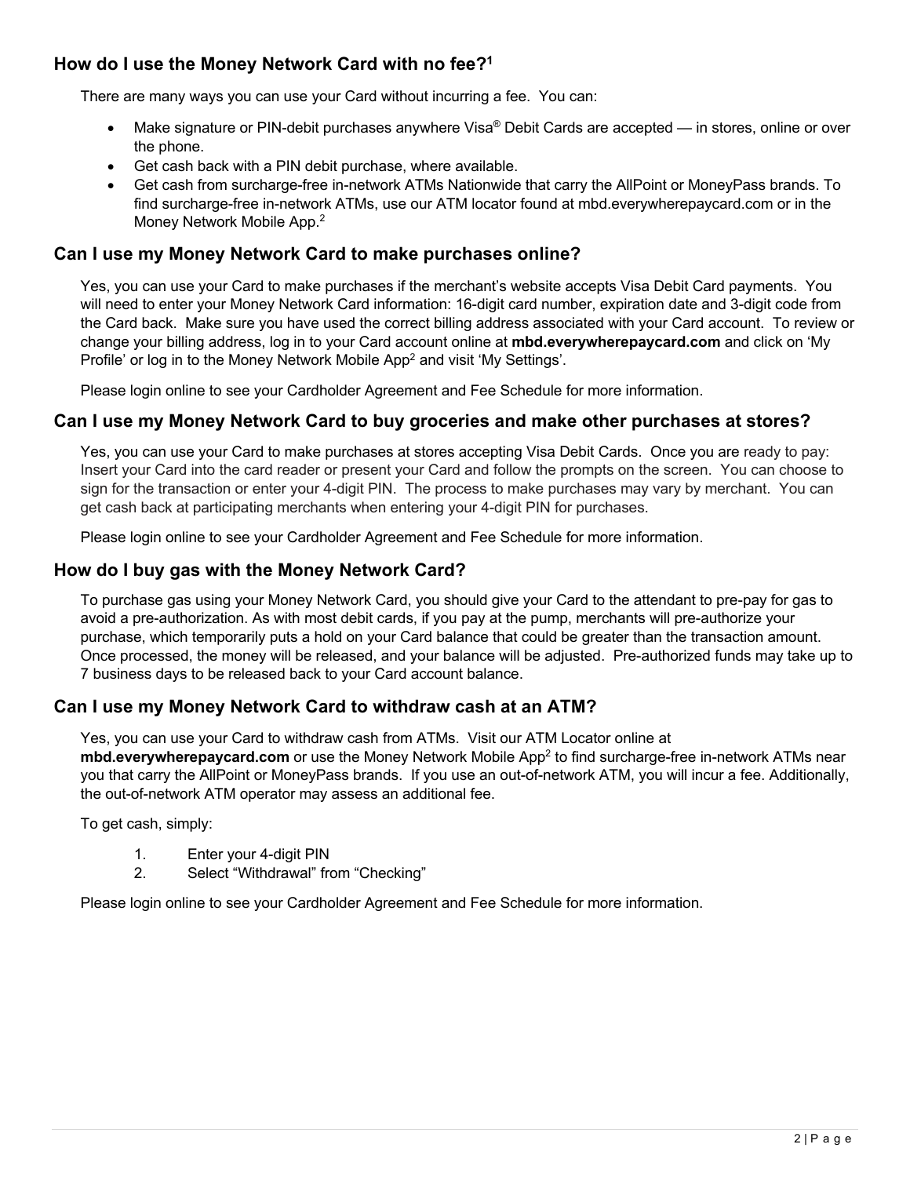## How do I use the Money Network Card with no fee?[1]

There are many ways you can use your Card without incurring a fee. You can:

- Make signature or PIN-debit purchases anywhere Visa® Debit Cards are accepted — in stores, online or over the phone.
- Get cash back with a PIN debit purchase, where available.
- Get cash from surcharge-free in-network ATMs Nationwide that carry the AllPoint or MoneyPass brands. To find surcharge-free in-network ATMs, use our ATM locator found at mbd.everywherepaycard.com or in the Money Network Mobile App.[2]

## Can I use my Money Network Card to make purchases online?

Yes, you can use your Card to make purchases if the merchant's website accepts Visa Debit Card payments. You will need to enter your Money Network Card information: 16-digit card number, expiration date and 3-digit code from the Card back. Make sure you have used the correct billing address associated with your Card account. To review or change your billing address, log in to your Card account online at **mbd.everywherepaycard.com** and click on 'My Profile' or log in to the Money Network Mobile App[2] and visit 'My Settings'.

Please login online to see your Cardholder Agreement and Fee Schedule for more information.

## Can I use my Money Network Card to buy groceries and make other purchases at stores?

Yes, you can use your Card to make purchases at stores accepting Visa Debit Cards. Once you are ready to pay: Insert your Card into the card reader or present your Card and follow the prompts on the screen. You can choose to sign for the transaction or enter your 4-digit PIN. The process to make purchases may vary by merchant. You can get cash back at participating merchants when entering your 4-digit PIN for purchases.

Please login online to see your Cardholder Agreement and Fee Schedule for more information.

## How do I buy gas with the Money Network Card?

To purchase gas using your Money Network Card, you should give your Card to the attendant to pre-pay for gas to avoid a pre-authorization. As with most debit cards, if you pay at the pump, merchants will pre-authorize your purchase, which temporarily puts a hold on your Card balance that could be greater than the transaction amount. Once processed, the money will be released, and your balance will be adjusted. Pre-authorized funds may take up to 7 business days to be released back to your Card account balance.

## Can I use my Money Network Card to withdraw cash at an ATM?

Yes, you can use your Card to withdraw cash from ATMs. Visit our ATM Locator online at **mbd.everywherepaycard.com** or use the Money Network Mobile App[2] to find surcharge-free in-network ATMs near you that carry the AllPoint or MoneyPass brands. If you use an out-of-network ATM, you will incur a fee. Additionally, the out-of-network ATM operator may assess an additional fee.

To get cash, simply:

1. Enter your 4-digit PIN
2. Select "Withdrawal" from "Checking"

Please login online to see your Cardholder Agreement and Fee Schedule for more information.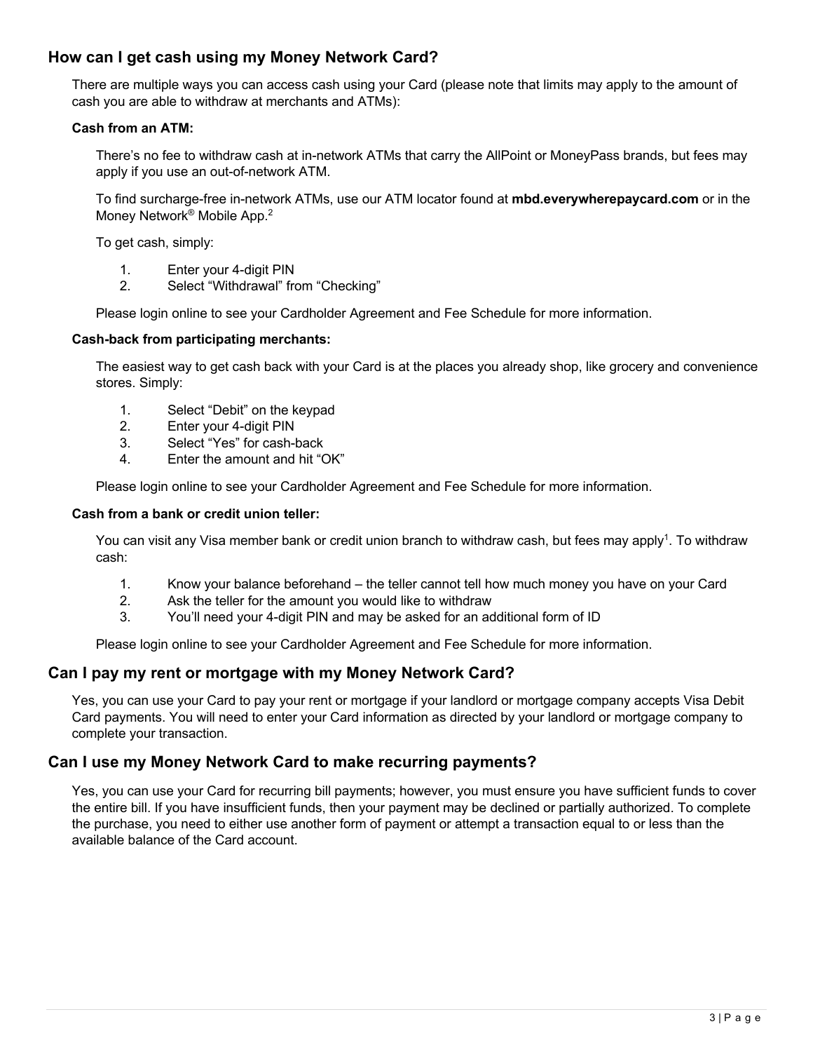## How can I get cash using my Money Network Card?

There are multiple ways you can access cash using your Card (please note that limits may apply to the amount of cash you are able to withdraw at merchants and ATMs):

**Cash from an ATM:**

There's no fee to withdraw cash at in-network ATMs that carry the AllPoint or MoneyPass brands, but fees may apply if you use an out-of-network ATM.

To find surcharge-free in-network ATMs, use our ATM locator found at **mbd.everywherepaycard.com** or in the Money Network® Mobile App.[2]

To get cash, simply:

1. Enter your 4-digit PIN
2. Select "Withdrawal" from "Checking"

Please login online to see your Cardholder Agreement and Fee Schedule for more information.

**Cash-back from participating merchants:**

The easiest way to get cash back with your Card is at the places you already shop, like grocery and convenience stores. Simply:

1. Select "Debit" on the keypad
2. Enter your 4-digit PIN
3. Select "Yes" for cash-back
4. Enter the amount and hit "OK"

Please login online to see your Cardholder Agreement and Fee Schedule for more information.

**Cash from a bank or credit union teller:**

You can visit any Visa member bank or credit union branch to withdraw cash, but fees may apply[1]. To withdraw cash:

1. Know your balance beforehand – the teller cannot tell how much money you have on your Card
2. Ask the teller for the amount you would like to withdraw
3. You'll need your 4-digit PIN and may be asked for an additional form of ID

Please login online to see your Cardholder Agreement and Fee Schedule for more information.

## Can I pay my rent or mortgage with my Money Network Card?

Yes, you can use your Card to pay your rent or mortgage if your landlord or mortgage company accepts Visa Debit Card payments. You will need to enter your Card information as directed by your landlord or mortgage company to complete your transaction.

## Can I use my Money Network Card to make recurring payments?

Yes, you can use your Card for recurring bill payments; however, you must ensure you have sufficient funds to cover the entire bill. If you have insufficient funds, then your payment may be declined or partially authorized. To complete the purchase, you need to either use another form of payment or attempt a transaction equal to or less than the available balance of the Card account.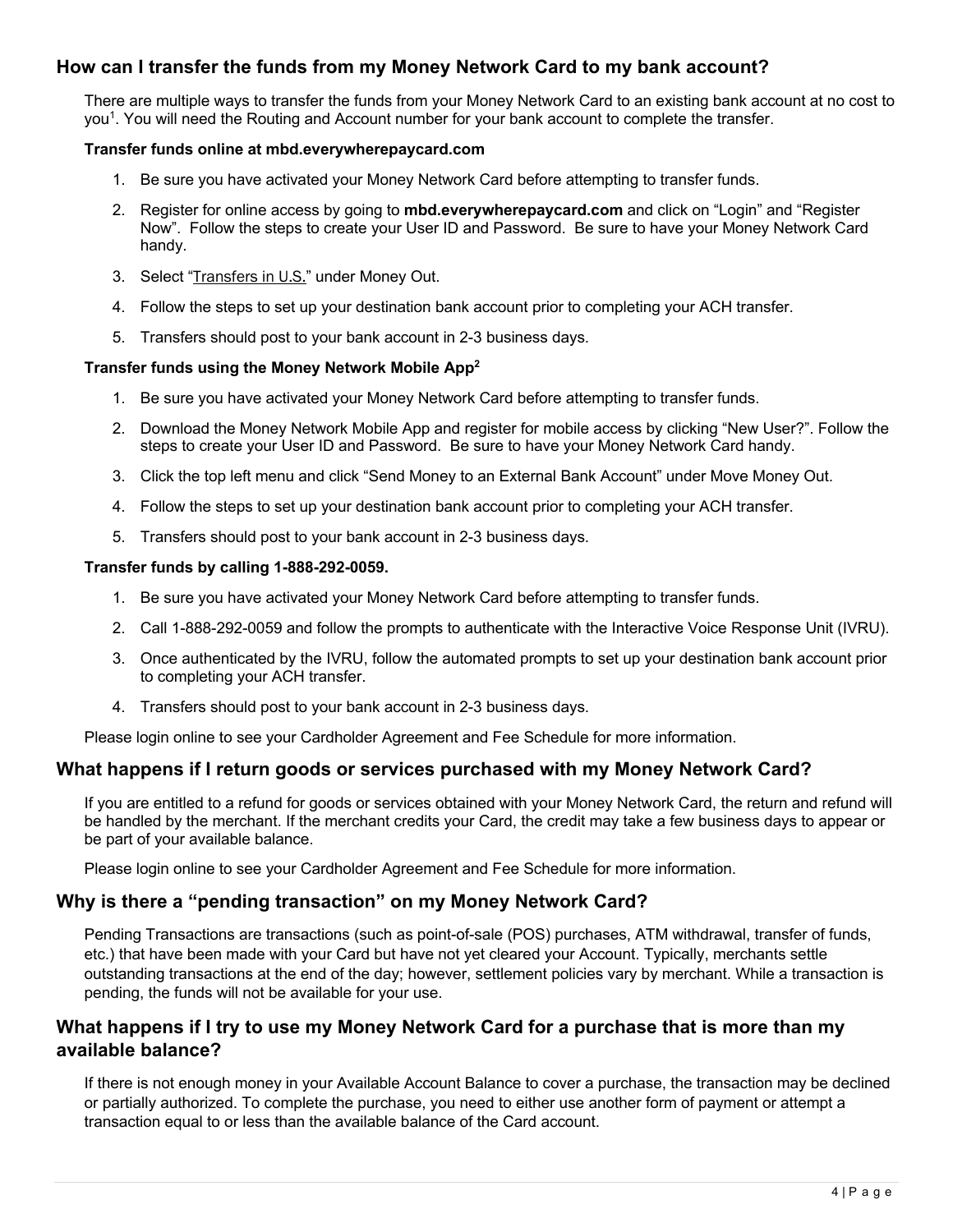## How can I transfer the funds from my Money Network Card to my bank account?

There are multiple ways to transfer the funds from your Money Network Card to an existing bank account at no cost to you[1]. You will need the Routing and Account number for your bank account to complete the transfer.

**Transfer funds online at mbd.everywherepaycard.com**

1. Be sure you have activated your Money Network Card before attempting to transfer funds.
2. Register for online access by going to **mbd.everywherepaycard.com** and click on "Login" and "Register Now". Follow the steps to create your User ID and Password. Be sure to have your Money Network Card handy.
3. Select "Transfers in U.S." under Money Out.
4. Follow the steps to set up your destination bank account prior to completing your ACH transfer.
5. Transfers should post to your bank account in 2-3 business days.

**Transfer funds using the Money Network Mobile App[2]**

1. Be sure you have activated your Money Network Card before attempting to transfer funds.
2. Download the Money Network Mobile App and register for mobile access by clicking "New User?". Follow the steps to create your User ID and Password. Be sure to have your Money Network Card handy.
3. Click the top left menu and click "Send Money to an External Bank Account" under Move Money Out.
4. Follow the steps to set up your destination bank account prior to completing your ACH transfer.
5. Transfers should post to your bank account in 2-3 business days.

**Transfer funds by calling 1-888-292-0059.**

1. Be sure you have activated your Money Network Card before attempting to transfer funds.
2. Call 1-888-292-0059 and follow the prompts to authenticate with the Interactive Voice Response Unit (IVRU).
3. Once authenticated by the IVRU, follow the automated prompts to set up your destination bank account prior to completing your ACH transfer.
4. Transfers should post to your bank account in 2-3 business days.

Please login online to see your Cardholder Agreement and Fee Schedule for more information.

## What happens if I return goods or services purchased with my Money Network Card?

If you are entitled to a refund for goods or services obtained with your Money Network Card, the return and refund will be handled by the merchant. If the merchant credits your Card, the credit may take a few business days to appear or be part of your available balance.

Please login online to see your Cardholder Agreement and Fee Schedule for more information.

## Why is there a "pending transaction" on my Money Network Card?

Pending Transactions are transactions (such as point-of-sale (POS) purchases, ATM withdrawal, transfer of funds, etc.) that have been made with your Card but have not yet cleared your Account. Typically, merchants settle outstanding transactions at the end of the day; however, settlement policies vary by merchant. While a transaction is pending, the funds will not be available for your use.

## What happens if I try to use my Money Network Card for a purchase that is more than my available balance?

If there is not enough money in your Available Account Balance to cover a purchase, the transaction may be declined or partially authorized. To complete the purchase, you need to either use another form of payment or attempt a transaction equal to or less than the available balance of the Card account.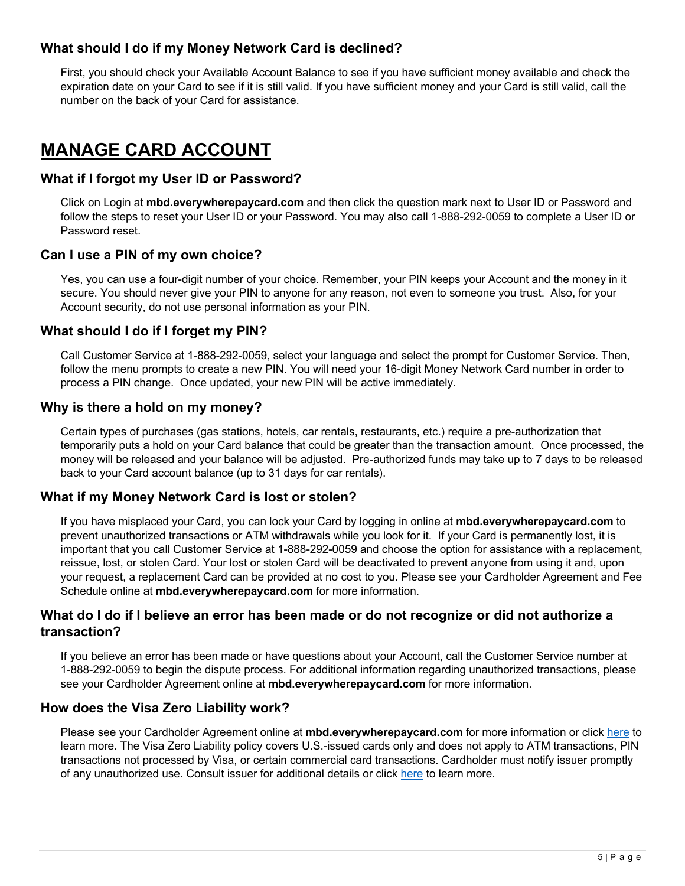### What should I do if my Money Network Card is declined?

First, you should check your Available Account Balance to see if you have sufficient money available and check the expiration date on your Card to see if it is still valid. If you have sufficient money and your Card is still valid, call the number on the back of your Card for assistance.

## MANAGE CARD ACCOUNT

### What if I forgot my User ID or Password?

Click on Login at **mbd.everywherepaycard.com** and then click the question mark next to User ID or Password and follow the steps to reset your User ID or your Password. You may also call 1-888-292-0059 to complete a User ID or Password reset.

### Can I use a PIN of my own choice?

Yes, you can use a four-digit number of your choice. Remember, your PIN keeps your Account and the money in it secure. You should never give your PIN to anyone for any reason, not even to someone you trust. Also, for your Account security, do not use personal information as your PIN.

### What should I do if I forget my PIN?

Call Customer Service at 1-888-292-0059, select your language and select the prompt for Customer Service. Then, follow the menu prompts to create a new PIN. You will need your 16-digit Money Network Card number in order to process a PIN change. Once updated, your new PIN will be active immediately.

### Why is there a hold on my money?

Certain types of purchases (gas stations, hotels, car rentals, restaurants, etc.) require a pre-authorization that temporarily puts a hold on your Card balance that could be greater than the transaction amount. Once processed, the money will be released and your balance will be adjusted. Pre-authorized funds may take up to 7 days to be released back to your Card account balance (up to 31 days for car rentals).

### What if my Money Network Card is lost or stolen?

If you have misplaced your Card, you can lock your Card by logging in online at **mbd.everywherepaycard.com** to prevent unauthorized transactions or ATM withdrawals while you look for it. If your Card is permanently lost, it is important that you call Customer Service at 1-888-292-0059 and choose the option for assistance with a replacement, reissue, lost, or stolen Card. Your lost or stolen Card will be deactivated to prevent anyone from using it and, upon your request, a replacement Card can be provided at no cost to you. Please see your Cardholder Agreement and Fee Schedule online at **mbd.everywherepaycard.com** for more information.

### What do I do if I believe an error has been made or do not recognize or did not authorize a transaction?

If you believe an error has been made or have questions about your Account, call the Customer Service number at 1-888-292-0059 to begin the dispute process. For additional information regarding unauthorized transactions, please see your Cardholder Agreement online at **mbd.everywherepaycard.com** for more information.

### How does the Visa Zero Liability work?

Please see your Cardholder Agreement online at **mbd.everywherepaycard.com** for more information or click here to learn more. The Visa Zero Liability policy covers U.S.-issued cards only and does not apply to ATM transactions, PIN transactions not processed by Visa, or certain commercial card transactions. Cardholder must notify issuer promptly of any unauthorized use. Consult issuer for additional details or click here to learn more.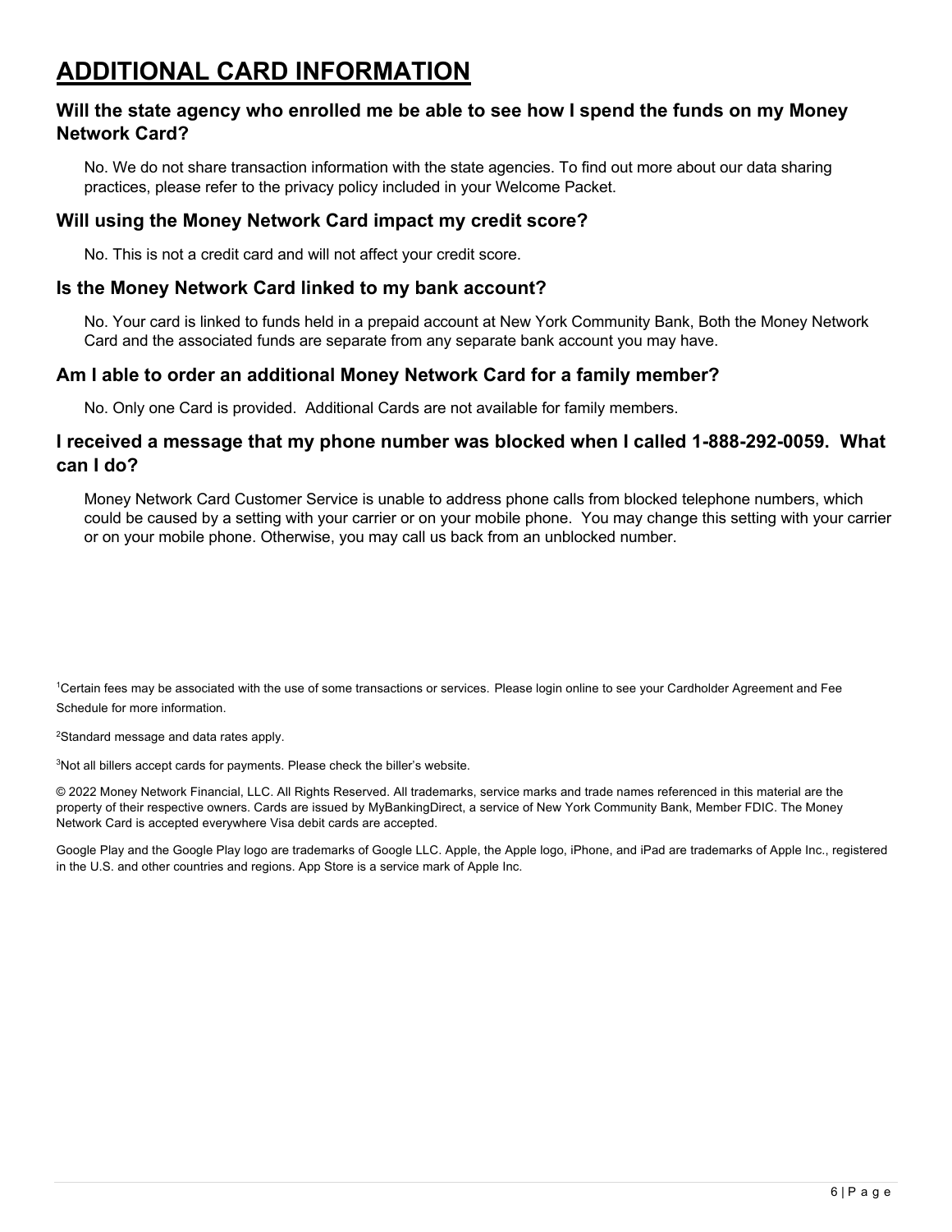# ADDITIONAL CARD INFORMATION

### Will the state agency who enrolled me be able to see how I spend the funds on my Money Network Card?

No. We do not share transaction information with the state agencies. To find out more about our data sharing practices, please refer to the privacy policy included in your Welcome Packet.

### Will using the Money Network Card impact my credit score?

No. This is not a credit card and will not affect your credit score.

### Is the Money Network Card linked to my bank account?

No. Your card is linked to funds held in a prepaid account at New York Community Bank, Both the Money Network Card and the associated funds are separate from any separate bank account you may have.

### Am I able to order an additional Money Network Card for a family member?

No. Only one Card is provided. Additional Cards are not available for family members.

### I received a message that my phone number was blocked when I called 1-888-292-0059. What can I do?

Money Network Card Customer Service is unable to address phone calls from blocked telephone numbers, which could be caused by a setting with your carrier or on your mobile phone. You may change this setting with your carrier or on your mobile phone. Otherwise, you may call us back from an unblocked number.

[1]Certain fees may be associated with the use of some transactions or services. Please login online to see your Cardholder Agreement and Fee Schedule for more information.

[2]Standard message and data rates apply.

[3]Not all billers accept cards for payments. Please check the biller's website.

© 2022 Money Network Financial, LLC. All Rights Reserved. All trademarks, service marks and trade names referenced in this material are the property of their respective owners. Cards are issued by MyBankingDirect, a service of New York Community Bank, Member FDIC. The Money Network Card is accepted everywhere Visa debit cards are accepted.

Google Play and the Google Play logo are trademarks of Google LLC. Apple, the Apple logo, iPhone, and iPad are trademarks of Apple Inc., registered in the U.S. and other countries and regions. App Store is a service mark of Apple Inc.